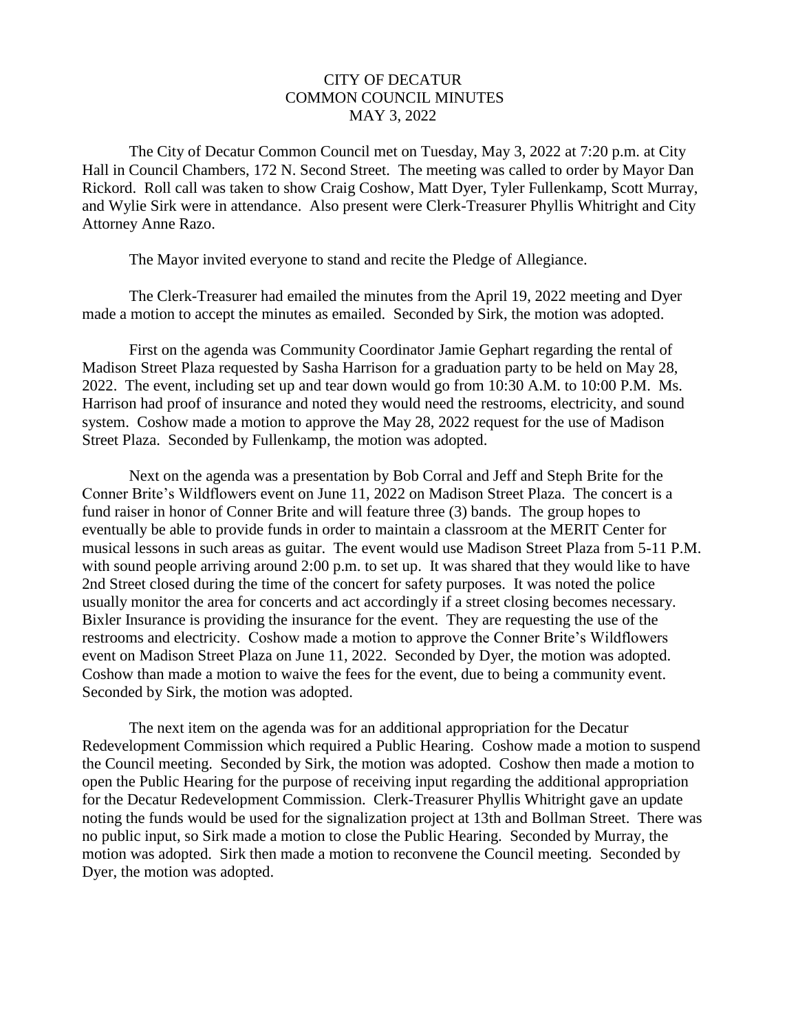# CITY OF DECATUR
## COMMON COUNCIL MINUTES
### MAY 3, 2022

The City of Decatur Common Council met on Tuesday, May 3, 2022 at 7:20 p.m. at City Hall in Council Chambers, 172 N. Second Street. The meeting was called to order by Mayor Dan Rickord. Roll call was taken to show Craig Coshow, Matt Dyer, Tyler Fullenkamp, Scott Murray, and Wylie Sirk were in attendance. Also present were Clerk-Treasurer Phyllis Whitright and City Attorney Anne Razo.

The Mayor invited everyone to stand and recite the Pledge of Allegiance.

The Clerk-Treasurer had emailed the minutes from the April 19, 2022 meeting and Dyer made a motion to accept the minutes as emailed. Seconded by Sirk, the motion was adopted.

First on the agenda was Community Coordinator Jamie Gephart regarding the rental of Madison Street Plaza requested by Sasha Harrison for a graduation party to be held on May 28, 2022. The event, including set up and tear down would go from 10:30 A.M. to 10:00 P.M. Ms. Harrison had proof of insurance and noted they would need the restrooms, electricity, and sound system. Coshow made a motion to approve the May 28, 2022 request for the use of Madison Street Plaza. Seconded by Fullenkamp, the motion was adopted.

Next on the agenda was a presentation by Bob Corral and Jeff and Steph Brite for the Conner Brite's Wildflowers event on June 11, 2022 on Madison Street Plaza. The concert is a fund raiser in honor of Conner Brite and will feature three (3) bands. The group hopes to eventually be able to provide funds in order to maintain a classroom at the MERIT Center for musical lessons in such areas as guitar. The event would use Madison Street Plaza from 5-11 P.M. with sound people arriving around 2:00 p.m. to set up. It was shared that they would like to have 2nd Street closed during the time of the concert for safety purposes. It was noted the police usually monitor the area for concerts and act accordingly if a street closing becomes necessary. Bixler Insurance is providing the insurance for the event. They are requesting the use of the restrooms and electricity. Coshow made a motion to approve the Conner Brite's Wildflowers event on Madison Street Plaza on June 11, 2022. Seconded by Dyer, the motion was adopted. Coshow than made a motion to waive the fees for the event, due to being a community event. Seconded by Sirk, the motion was adopted.

The next item on the agenda was for an additional appropriation for the Decatur Redevelopment Commission which required a Public Hearing. Coshow made a motion to suspend the Council meeting. Seconded by Sirk, the motion was adopted. Coshow then made a motion to open the Public Hearing for the purpose of receiving input regarding the additional appropriation for the Decatur Redevelopment Commission. Clerk-Treasurer Phyllis Whitright gave an update noting the funds would be used for the signalization project at 13th and Bollman Street. There was no public input, so Sirk made a motion to close the Public Hearing. Seconded by Murray, the motion was adopted. Sirk then made a motion to reconvene the Council meeting. Seconded by Dyer, the motion was adopted.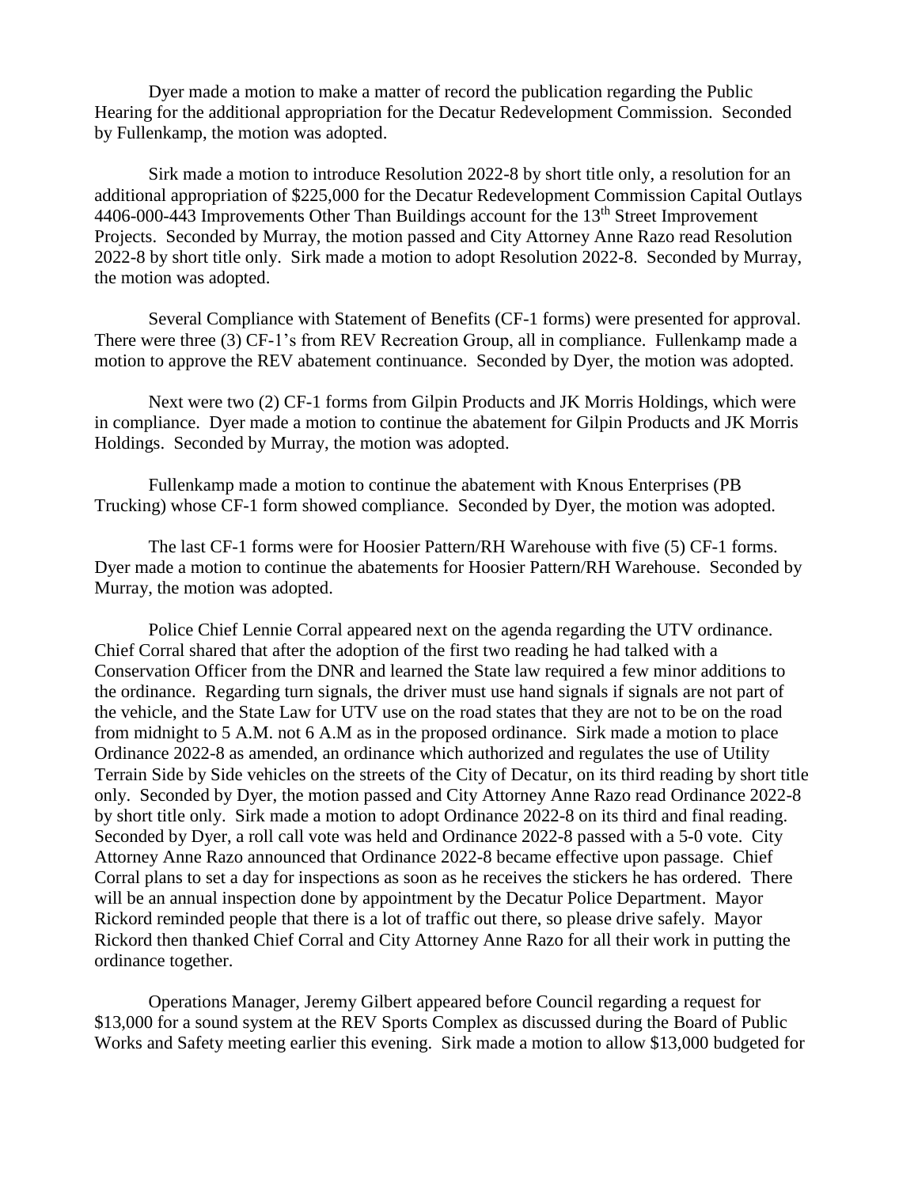Dyer made a motion to make a matter of record the publication regarding the Public Hearing for the additional appropriation for the Decatur Redevelopment Commission. Seconded by Fullenkamp, the motion was adopted.

Sirk made a motion to introduce Resolution 2022-8 by short title only, a resolution for an additional appropriation of $225,000 for the Decatur Redevelopment Commission Capital Outlays 4406-000-443 Improvements Other Than Buildings account for the 13th Street Improvement Projects. Seconded by Murray, the motion passed and City Attorney Anne Razo read Resolution 2022-8 by short title only. Sirk made a motion to adopt Resolution 2022-8. Seconded by Murray, the motion was adopted.

Several Compliance with Statement of Benefits (CF-1 forms) were presented for approval. There were three (3) CF-1's from REV Recreation Group, all in compliance. Fullenkamp made a motion to approve the REV abatement continuance. Seconded by Dyer, the motion was adopted.

Next were two (2) CF-1 forms from Gilpin Products and JK Morris Holdings, which were in compliance. Dyer made a motion to continue the abatement for Gilpin Products and JK Morris Holdings. Seconded by Murray, the motion was adopted.

Fullenkamp made a motion to continue the abatement with Knous Enterprises (PB Trucking) whose CF-1 form showed compliance. Seconded by Dyer, the motion was adopted.

The last CF-1 forms were for Hoosier Pattern/RH Warehouse with five (5) CF-1 forms. Dyer made a motion to continue the abatements for Hoosier Pattern/RH Warehouse. Seconded by Murray, the motion was adopted.

Police Chief Lennie Corral appeared next on the agenda regarding the UTV ordinance. Chief Corral shared that after the adoption of the first two reading he had talked with a Conservation Officer from the DNR and learned the State law required a few minor additions to the ordinance. Regarding turn signals, the driver must use hand signals if signals are not part of the vehicle, and the State Law for UTV use on the road states that they are not to be on the road from midnight to 5 A.M. not 6 A.M as in the proposed ordinance. Sirk made a motion to place Ordinance 2022-8 as amended, an ordinance which authorized and regulates the use of Utility Terrain Side by Side vehicles on the streets of the City of Decatur, on its third reading by short title only. Seconded by Dyer, the motion passed and City Attorney Anne Razo read Ordinance 2022-8 by short title only. Sirk made a motion to adopt Ordinance 2022-8 on its third and final reading. Seconded by Dyer, a roll call vote was held and Ordinance 2022-8 passed with a 5-0 vote. City Attorney Anne Razo announced that Ordinance 2022-8 became effective upon passage. Chief Corral plans to set a day for inspections as soon as he receives the stickers he has ordered. There will be an annual inspection done by appointment by the Decatur Police Department. Mayor Rickord reminded people that there is a lot of traffic out there, so please drive safely. Mayor Rickord then thanked Chief Corral and City Attorney Anne Razo for all their work in putting the ordinance together.

Operations Manager, Jeremy Gilbert appeared before Council regarding a request for $13,000 for a sound system at the REV Sports Complex as discussed during the Board of Public Works and Safety meeting earlier this evening. Sirk made a motion to allow $13,000 budgeted for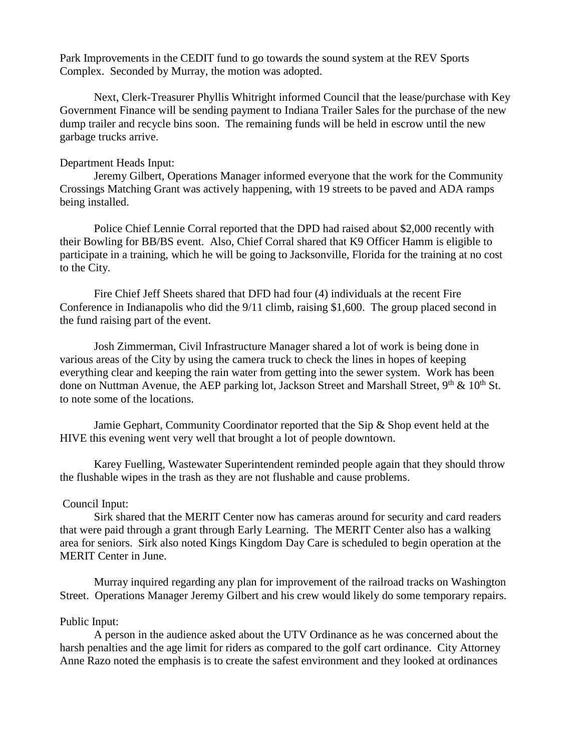Park Improvements in the CEDIT fund to go towards the sound system at the REV Sports Complex. Seconded by Murray, the motion was adopted.

Next, Clerk-Treasurer Phyllis Whitright informed Council that the lease/purchase with Key Government Finance will be sending payment to Indiana Trailer Sales for the purchase of the new dump trailer and recycle bins soon. The remaining funds will be held in escrow until the new garbage trucks arrive.

Department Heads Input:

Jeremy Gilbert, Operations Manager informed everyone that the work for the Community Crossings Matching Grant was actively happening, with 19 streets to be paved and ADA ramps being installed.

Police Chief Lennie Corral reported that the DPD had raised about $2,000 recently with their Bowling for BB/BS event. Also, Chief Corral shared that K9 Officer Hamm is eligible to participate in a training, which he will be going to Jacksonville, Florida for the training at no cost to the City.

Fire Chief Jeff Sheets shared that DFD had four (4) individuals at the recent Fire Conference in Indianapolis who did the 9/11 climb, raising $1,600. The group placed second in the fund raising part of the event.

Josh Zimmerman, Civil Infrastructure Manager shared a lot of work is being done in various areas of the City by using the camera truck to check the lines in hopes of keeping everything clear and keeping the rain water from getting into the sewer system. Work has been done on Nuttman Avenue, the AEP parking lot, Jackson Street and Marshall Street, 9th & 10th St. to note some of the locations.

Jamie Gephart, Community Coordinator reported that the Sip & Shop event held at the HIVE this evening went very well that brought a lot of people downtown.

Karey Fuelling, Wastewater Superintendent reminded people again that they should throw the flushable wipes in the trash as they are not flushable and cause problems.

Council Input:

Sirk shared that the MERIT Center now has cameras around for security and card readers that were paid through a grant through Early Learning. The MERIT Center also has a walking area for seniors. Sirk also noted Kings Kingdom Day Care is scheduled to begin operation at the MERIT Center in June.

Murray inquired regarding any plan for improvement of the railroad tracks on Washington Street. Operations Manager Jeremy Gilbert and his crew would likely do some temporary repairs.

Public Input:

A person in the audience asked about the UTV Ordinance as he was concerned about the harsh penalties and the age limit for riders as compared to the golf cart ordinance. City Attorney Anne Razo noted the emphasis is to create the safest environment and they looked at ordinances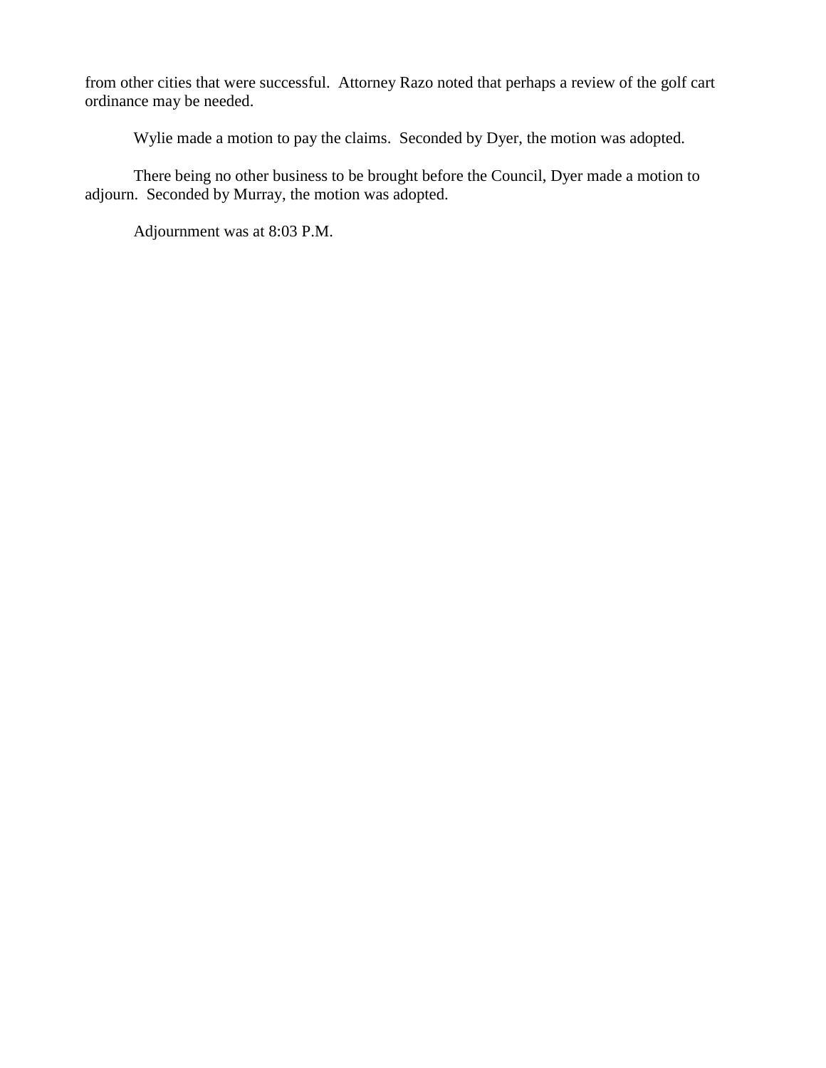from other cities that were successful. Attorney Razo noted that perhaps a review of the golf cart ordinance may be needed.

Wylie made a motion to pay the claims. Seconded by Dyer, the motion was adopted.

There being no other business to be brought before the Council, Dyer made a motion to adjourn. Seconded by Murray, the motion was adopted.

Adjournment was at 8:03 P.M.